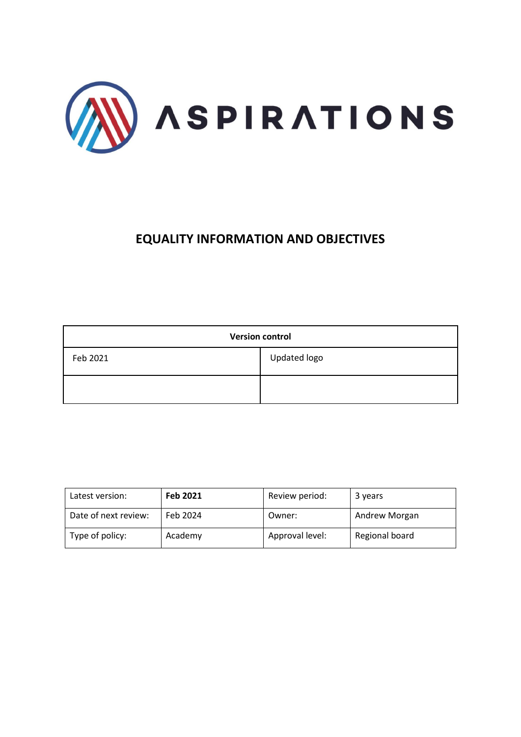ASPIRATIONS

# EQUALITY INFORMATION AND OBJECTIVES

| Version control | |
|---|---|
| Feb 2021 | Updated logo |
| | |

| Latest version: | **Feb 2021** | Review period: | 3 years |
|---|---|---|---|
| Date of next review: | Feb 2024 | Owner: | Andrew Morgan |
| Type of policy: | Academy | Approval level: | Regional board |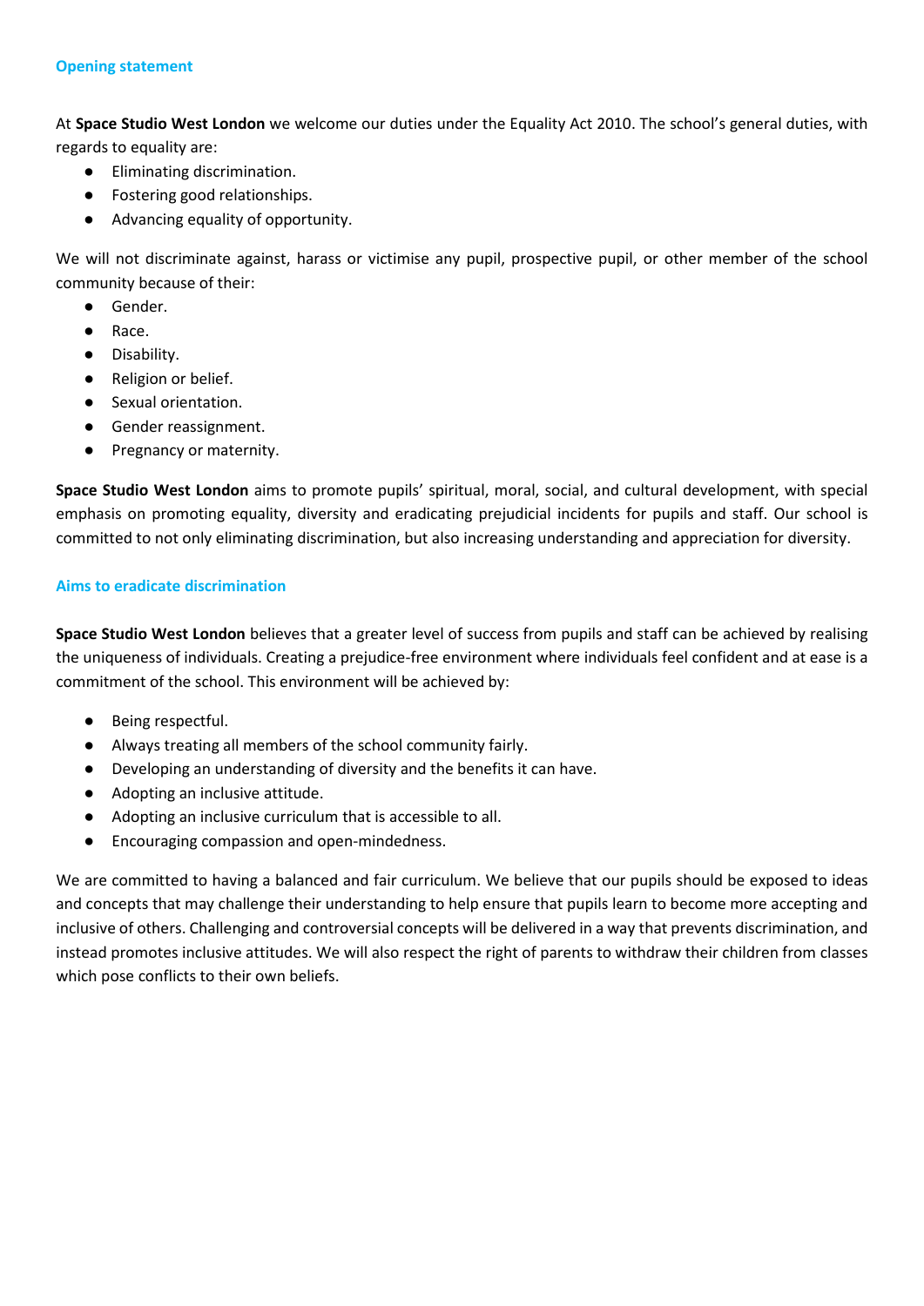## Opening statement

At **Space Studio West London** we welcome our duties under the Equality Act 2010. The school's general duties, with regards to equality are:

- Eliminating discrimination.
- Fostering good relationships.
- Advancing equality of opportunity.

We will not discriminate against, harass or victimise any pupil, prospective pupil, or other member of the school community because of their:

- Gender.
- Race.
- Disability.
- Religion or belief.
- Sexual orientation.
- Gender reassignment.
- Pregnancy or maternity.

**Space Studio West London** aims to promote pupils' spiritual, moral, social, and cultural development, with special emphasis on promoting equality, diversity and eradicating prejudicial incidents for pupils and staff. Our school is committed to not only eliminating discrimination, but also increasing understanding and appreciation for diversity.

## Aims to eradicate discrimination

**Space Studio West London** believes that a greater level of success from pupils and staff can be achieved by realising the uniqueness of individuals. Creating a prejudice-free environment where individuals feel confident and at ease is a commitment of the school. This environment will be achieved by:

- Being respectful.
- Always treating all members of the school community fairly.
- Developing an understanding of diversity and the benefits it can have.
- Adopting an inclusive attitude.
- Adopting an inclusive curriculum that is accessible to all.
- Encouraging compassion and open-mindedness.

We are committed to having a balanced and fair curriculum. We believe that our pupils should be exposed to ideas and concepts that may challenge their understanding to help ensure that pupils learn to become more accepting and inclusive of others. Challenging and controversial concepts will be delivered in a way that prevents discrimination, and instead promotes inclusive attitudes. We will also respect the right of parents to withdraw their children from classes which pose conflicts to their own beliefs.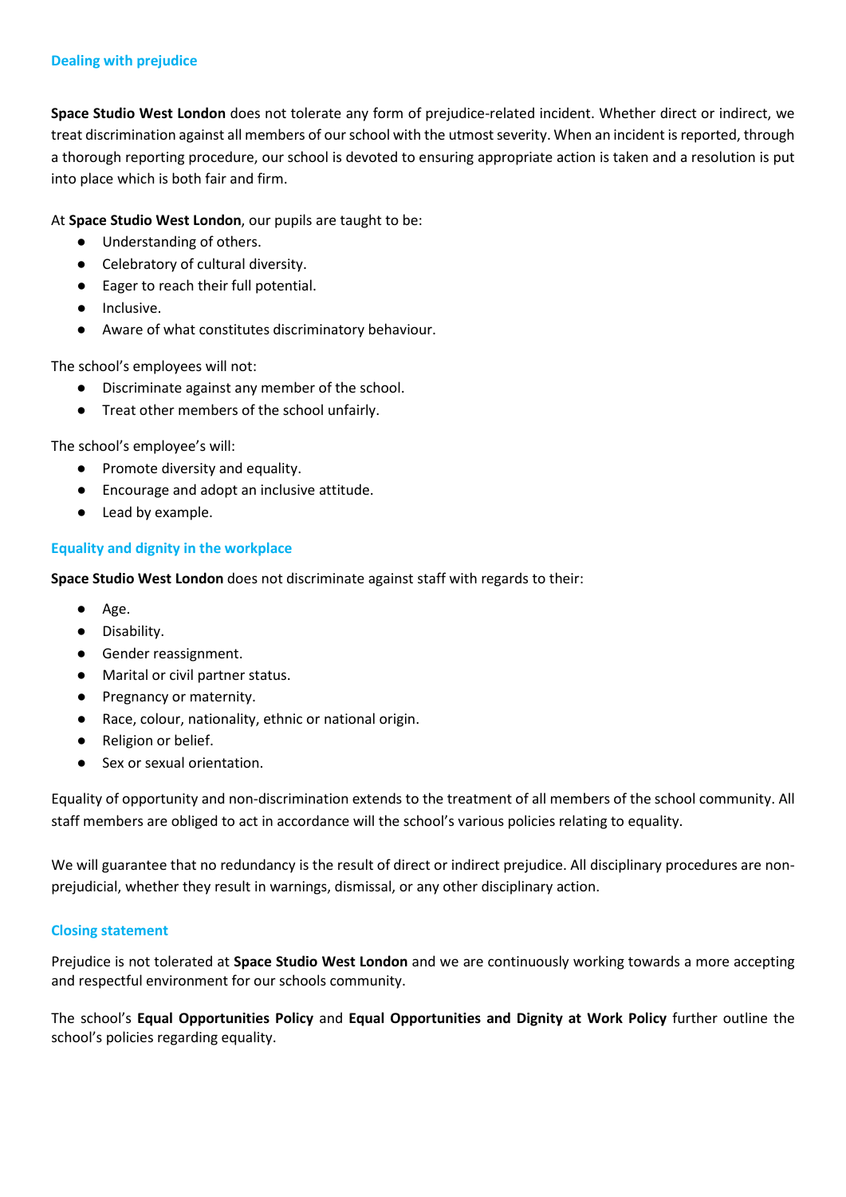## Dealing with prejudice

**Space Studio West London** does not tolerate any form of prejudice-related incident. Whether direct or indirect, we treat discrimination against all members of our school with the utmost severity. When an incident is reported, through a thorough reporting procedure, our school is devoted to ensuring appropriate action is taken and a resolution is put into place which is both fair and firm.

At **Space Studio West London**, our pupils are taught to be:

- Understanding of others.
- Celebratory of cultural diversity.
- Eager to reach their full potential.
- Inclusive.
- Aware of what constitutes discriminatory behaviour.

The school's employees will not:

- Discriminate against any member of the school.
- Treat other members of the school unfairly.

The school's employee's will:

- Promote diversity and equality.
- Encourage and adopt an inclusive attitude.
- Lead by example.

## Equality and dignity in the workplace

**Space Studio West London** does not discriminate against staff with regards to their:

- Age.
- Disability.
- Gender reassignment.
- Marital or civil partner status.
- Pregnancy or maternity.
- Race, colour, nationality, ethnic or national origin.
- Religion or belief.
- Sex or sexual orientation.

Equality of opportunity and non-discrimination extends to the treatment of all members of the school community. All staff members are obliged to act in accordance will the school's various policies relating to equality.

We will guarantee that no redundancy is the result of direct or indirect prejudice. All disciplinary procedures are non-prejudicial, whether they result in warnings, dismissal, or any other disciplinary action.

## Closing statement

Prejudice is not tolerated at **Space Studio West London** and we are continuously working towards a more accepting and respectful environment for our schools community.

The school's **Equal Opportunities Policy** and **Equal Opportunities and Dignity at Work Policy** further outline the school's policies regarding equality.